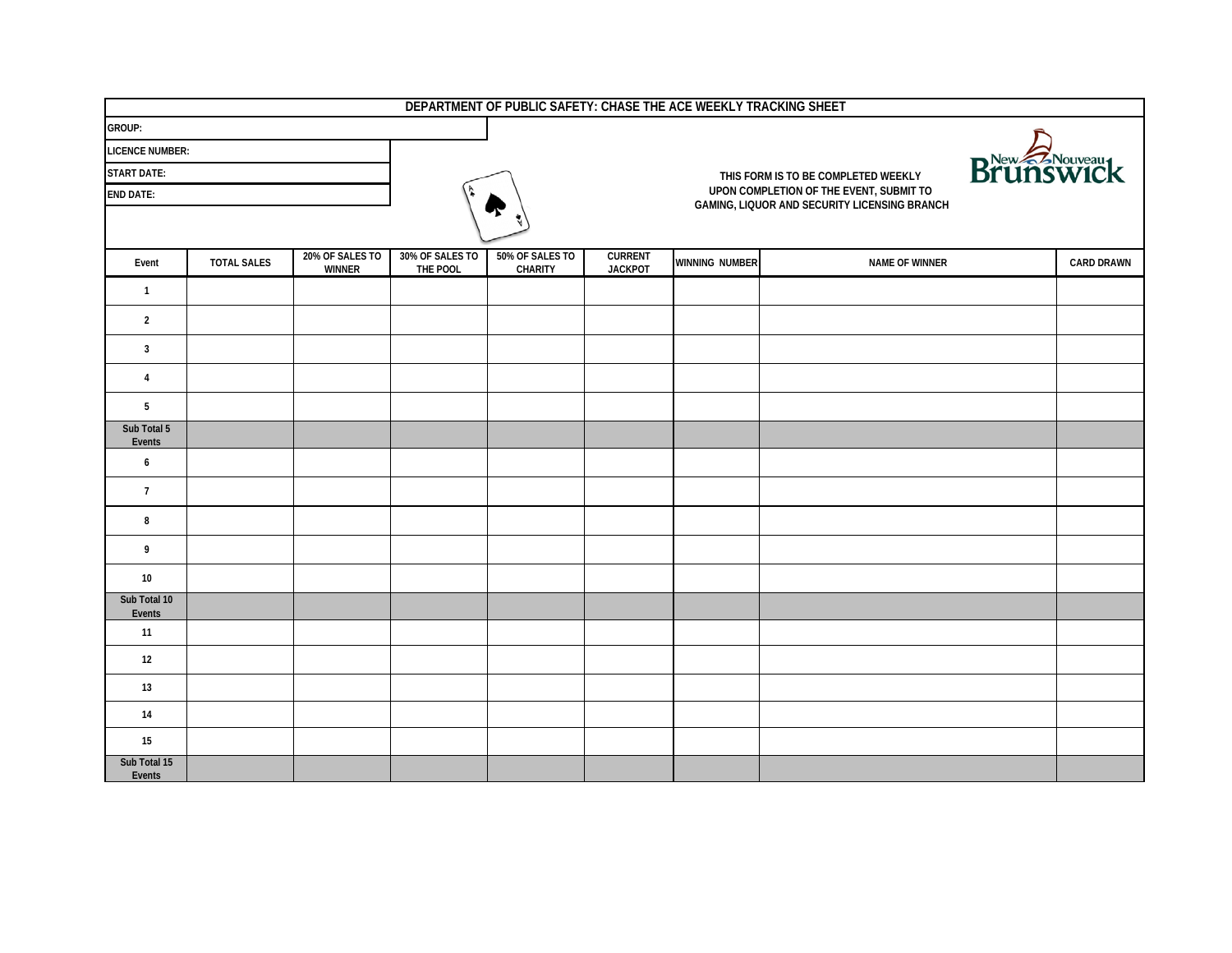# DEPARTMENT OF PUBLIC SAFETY: CHASE THE ACE WEEKLY TRACKING SHEET

**GROUP:**

**LICENCE NUMBER:**

**START DATE:**

**END DATE:**

**THIS FORM IS TO BE COMPLETED WEEKLY UPON COMPLETION OF THE EVENT, SUBMIT TO GAMING, LIQUOR AND SECURITY LICENSING BRANCH**

| Event | TOTAL SALES | 20% OF SALES TO WINNER | 30% OF SALES TO THE POOL | 50% OF SALES TO CHARITY | CURRENT JACKPOT | WINNING NUMBER | NAME OF WINNER | CARD DRAWN |
|---|---|---|---|---|---|---|---|---|
| 1 | | | | | | | | |
| 2 | | | | | | | | |
| 3 | | | | | | | | |
| 4 | | | | | | | | |
| 5 | | | | | | | | |
| Sub Total 5 Events | | | | | | | | |
| 6 | | | | | | | | |
| 7 | | | | | | | | |
| 8 | | | | | | | | |
| 9 | | | | | | | | |
| 10 | | | | | | | | |
| Sub Total 10 Events | | | | | | | | |
| 11 | | | | | | | | |
| 12 | | | | | | | | |
| 13 | | | | | | | | |
| 14 | | | | | | | | |
| 15 | | | | | | | | |
| Sub Total 15 Events | | | | | | | | |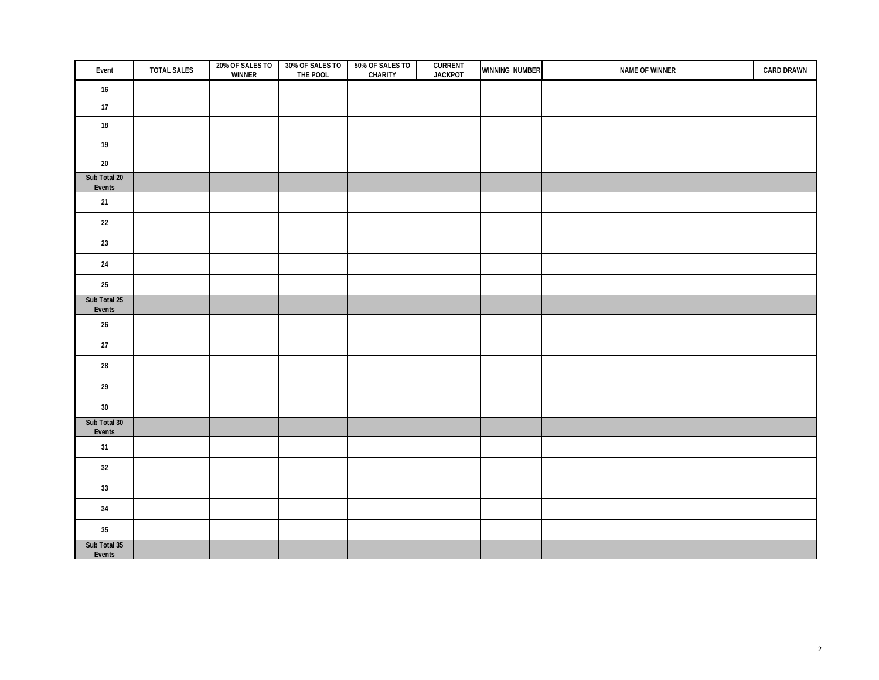| Event | TOTAL SALES | 20% OF SALES TO WINNER | 30% OF SALES TO THE POOL | 50% OF SALES TO CHARITY | CURRENT JACKPOT | WINNING NUMBER | NAME OF WINNER | CARD DRAWN |
|---|---|---|---|---|---|---|---|---|
| 16 | | | | | | | | |
| 17 | | | | | | | | |
| 18 | | | | | | | | |
| 19 | | | | | | | | |
| 20 | | | | | | | | |
| Sub Total 20 Events | | | | | | | | |
| 21 | | | | | | | | |
| 22 | | | | | | | | |
| 23 | | | | | | | | |
| 24 | | | | | | | | |
| 25 | | | | | | | | |
| Sub Total 25 Events | | | | | | | | |
| 26 | | | | | | | | |
| 27 | | | | | | | | |
| 28 | | | | | | | | |
| 29 | | | | | | | | |
| 30 | | | | | | | | |
| Sub Total 30 Events | | | | | | | | |
| 31 | | | | | | | | |
| 32 | | | | | | | | |
| 33 | | | | | | | | |
| 34 | | | | | | | | |
| 35 | | | | | | | | |
| Sub Total 35 Events | | | | | | | | |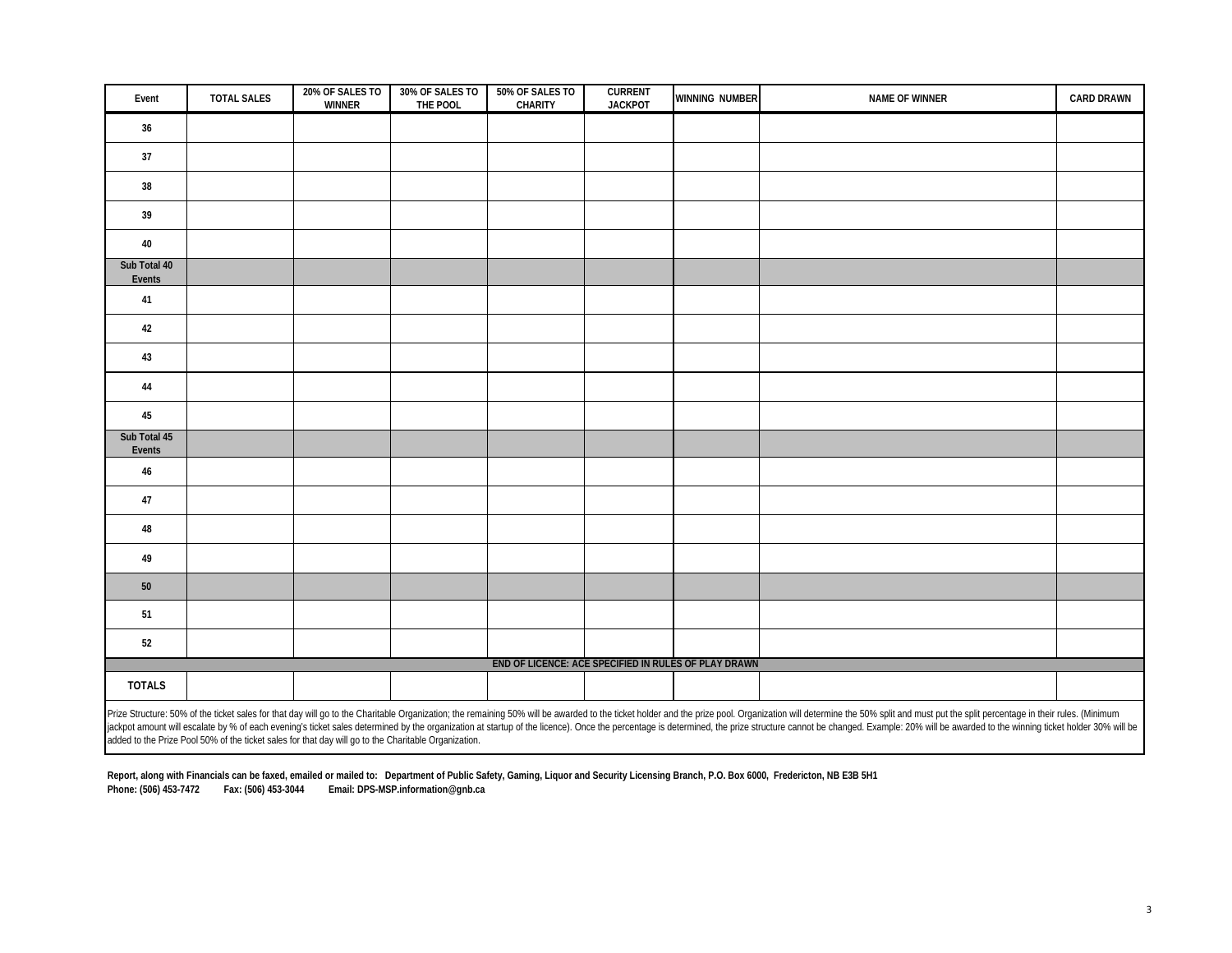| Event | TOTAL SALES | 20% OF SALES TO WINNER | 30% OF SALES TO THE POOL | 50% OF SALES TO CHARITY | CURRENT JACKPOT | WINNING NUMBER | NAME OF WINNER | CARD DRAWN |
|---|---|---|---|---|---|---|---|---|
| 36 | | | | | | | | |
| 37 | | | | | | | | |
| 38 | | | | | | | | |
| 39 | | | | | | | | |
| 40 | | | | | | | | |
| Sub Total 40 Events | | | | | | | | |
| 41 | | | | | | | | |
| 42 | | | | | | | | |
| 43 | | | | | | | | |
| 44 | | | | | | | | |
| 45 | | | | | | | | |
| Sub Total 45 Events | | | | | | | | |
| 46 | | | | | | | | |
| 47 | | | | | | | | |
| 48 | | | | | | | | |
| 49 | | | | | | | | |
| 50 | | | | | | | | |
| 51 | | | | | | | | |
| 52 | | | | | | | | |
| END OF LICENCE: ACE SPECIFIED IN RULES OF PLAY DRAWN | | | | | | | | |
| TOTALS | | | | | | | | |

Prize Structure: 50% of the ticket sales for that day will go to the Charitable Organization; the remaining 50% will be awarded to the ticket holder and the prize pool. Organization will determine the 50% split and must put the split percentage in their rules. (Minimum jackpot amount will escalate by % of each evening's ticket sales determined by the organization at startup of the licence). Once the percentage is determined, the prize structure cannot be changed. Example: 20% will be awarded to the winning ticket holder 30% will be added to the Prize Pool 50% of the ticket sales for that day will go to the Charitable Organization.

**Report, along with Financials can be faxed, emailed or mailed to: Department of Public Safety, Gaming, Liquor and Security Licensing Branch, P.O. Box 6000, Fredericton, NB E3B 5H1**
**Phone: (506) 453-7472 Fax: (506) 453-3044 Email: DPS-MSP.information@gnb.ca**